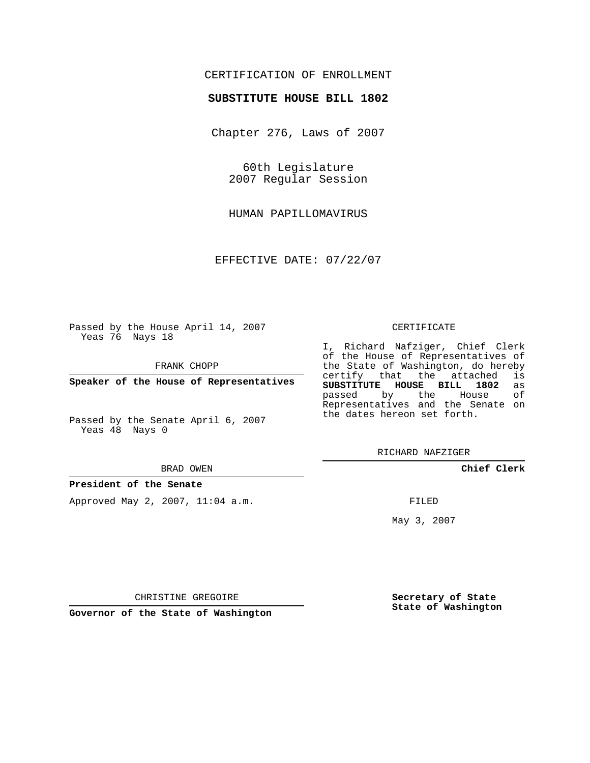CERTIFICATION OF ENROLLMENT

**SUBSTITUTE HOUSE BILL 1802**

Chapter 276, Laws of 2007

60th Legislature
2007 Regular Session

HUMAN PAPILLOMAVIRUS

EFFECTIVE DATE: 07/22/07

Passed by the House April 14, 2007
Yeas 76 Nays 18

FRANK CHOPP

**Speaker of the House of Representatives**

Passed by the Senate April 6, 2007
Yeas 48 Nays 0

BRAD OWEN

**President of the Senate**

Approved May 2, 2007, 11:04 a.m.

CHRISTINE GREGOIRE

**Governor of the State of Washington**

CERTIFICATE

I, Richard Nafziger, Chief Clerk of the House of Representatives of the State of Washington, do hereby certify that the attached is **SUBSTITUTE HOUSE BILL 1802** as passed by the House of Representatives and the Senate on the dates hereon set forth.

RICHARD NAFZIGER

**Chief Clerk**

FILED

May 3, 2007

**Secretary of State**
**State of Washington**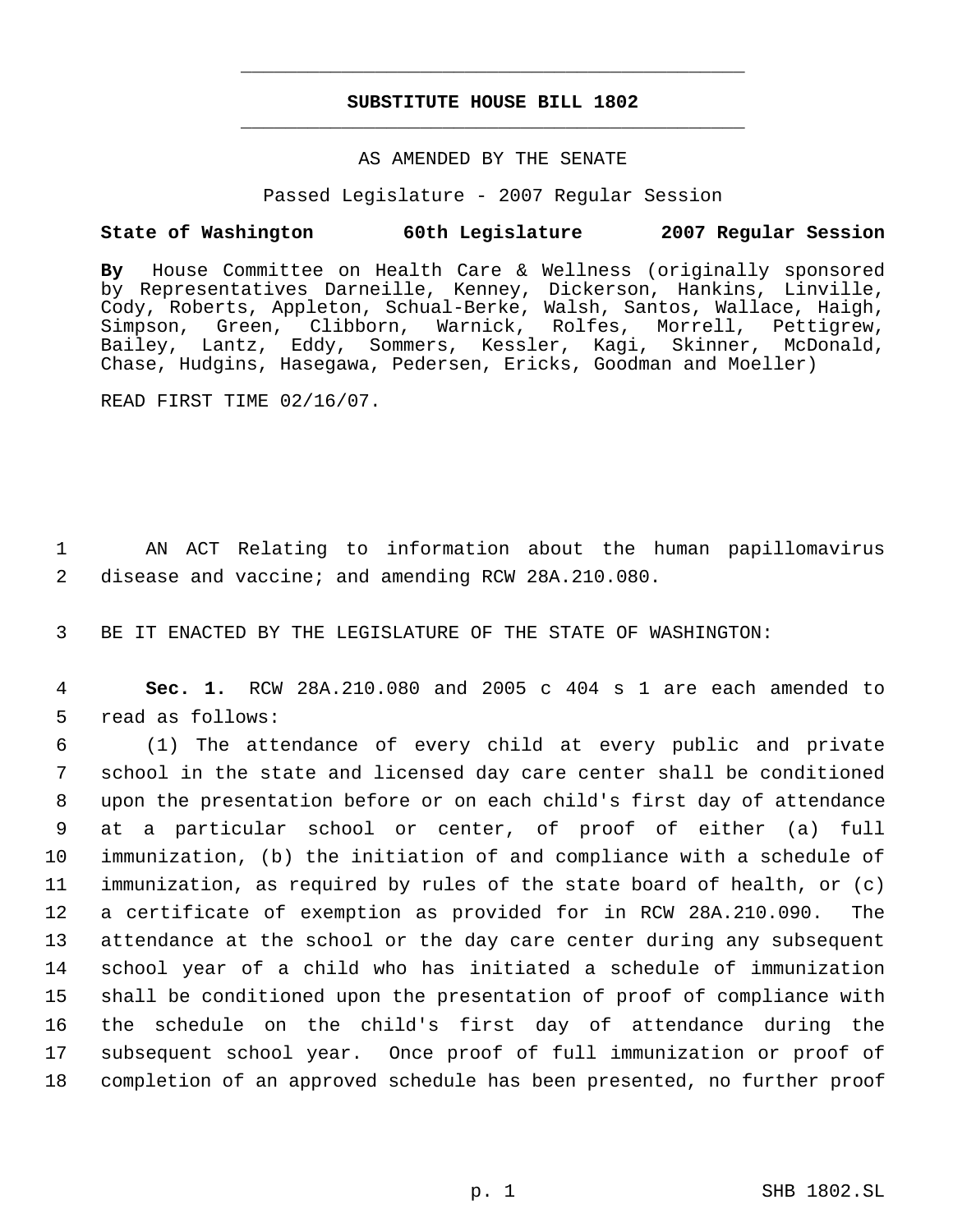# SUBSTITUTE HOUSE BILL 1802

AS AMENDED BY THE SENATE

Passed Legislature - 2007 Regular Session

**State of Washington 60th Legislature 2007 Regular Session**

**By** House Committee on Health Care & Wellness (originally sponsored by Representatives Darneille, Kenney, Dickerson, Hankins, Linville, Cody, Roberts, Appleton, Schual-Berke, Walsh, Santos, Wallace, Haigh, Simpson, Green, Clibborn, Warnick, Rolfes, Morrell, Pettigrew, Bailey, Lantz, Eddy, Sommers, Kessler, Kagi, Skinner, McDonald, Chase, Hudgins, Hasegawa, Pedersen, Ericks, Goodman and Moeller)

READ FIRST TIME 02/16/07.

1 AN ACT Relating to information about the human papillomavirus
2 disease and vaccine; and amending RCW 28A.210.080.

3 BE IT ENACTED BY THE LEGISLATURE OF THE STATE OF WASHINGTON:

4 **Sec. 1.** RCW 28A.210.080 and 2005 c 404 s 1 are each amended to
5 read as follows:
6 (1) The attendance of every child at every public and private
7 school in the state and licensed day care center shall be conditioned
8 upon the presentation before or on each child's first day of attendance
9 at a particular school or center, of proof of either (a) full
10 immunization, (b) the initiation of and compliance with a schedule of
11 immunization, as required by rules of the state board of health, or (c)
12 a certificate of exemption as provided for in RCW 28A.210.090. The
13 attendance at the school or the day care center during any subsequent
14 school year of a child who has initiated a schedule of immunization
15 shall be conditioned upon the presentation of proof of compliance with
16 the schedule on the child's first day of attendance during the
17 subsequent school year. Once proof of full immunization or proof of
18 completion of an approved schedule has been presented, no further proof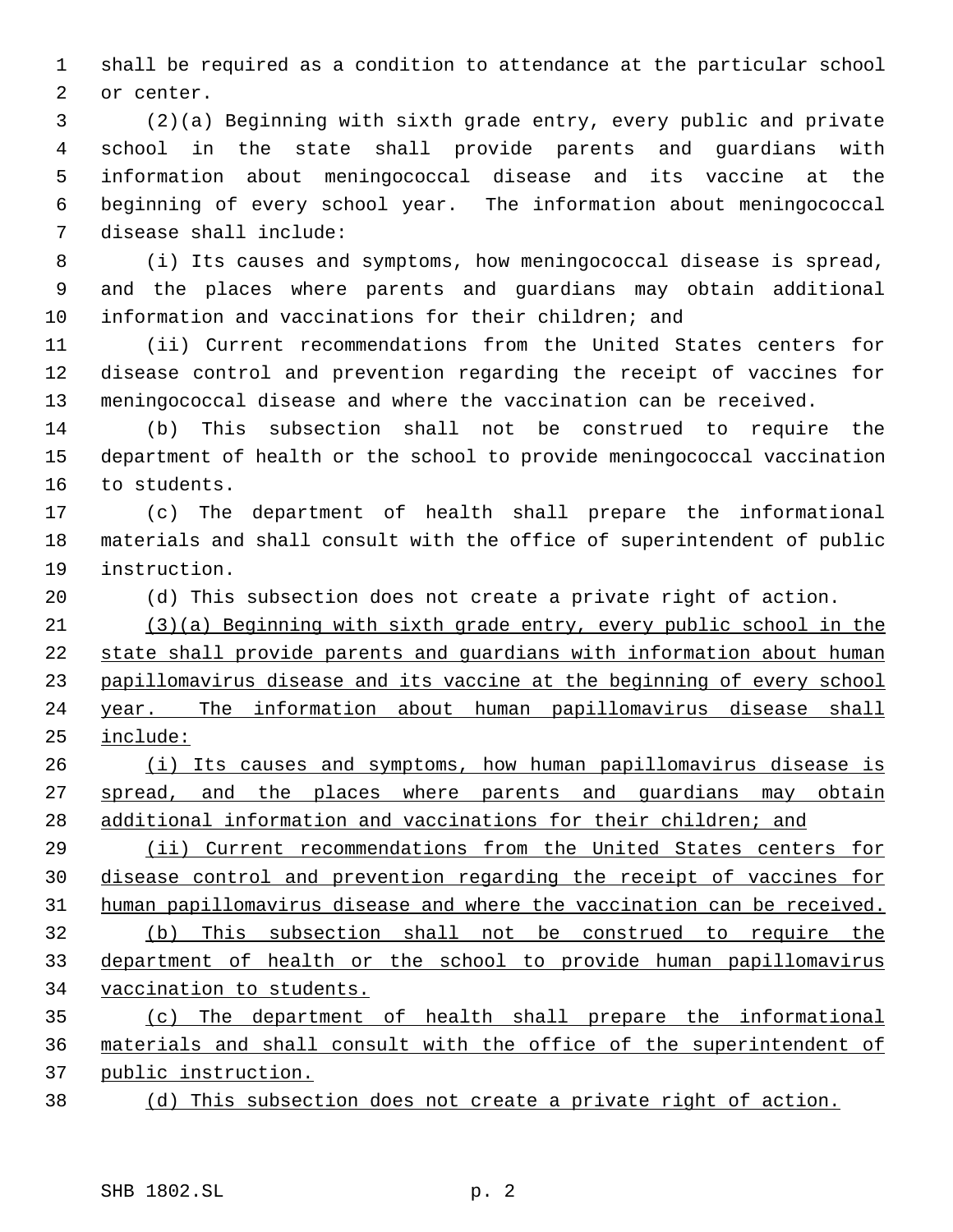shall be required as a condition to attendance at the particular school or center.

(2)(a) Beginning with sixth grade entry, every public and private school in the state shall provide parents and guardians with information about meningococcal disease and its vaccine at the beginning of every school year. The information about meningococcal disease shall include:

(i) Its causes and symptoms, how meningococcal disease is spread, and the places where parents and guardians may obtain additional information and vaccinations for their children; and

(ii) Current recommendations from the United States centers for disease control and prevention regarding the receipt of vaccines for meningococcal disease and where the vaccination can be received.

(b) This subsection shall not be construed to require the department of health or the school to provide meningococcal vaccination to students.

(c) The department of health shall prepare the informational materials and shall consult with the office of superintendent of public instruction.

(d) This subsection does not create a private right of action.

<u>(3)(a) Beginning with sixth grade entry, every public school in the state shall provide parents and guardians with information about human papillomavirus disease and its vaccine at the beginning of every school year. The information about human papillomavirus disease shall include:</u>

<u>(i) Its causes and symptoms, how human papillomavirus disease is spread, and the places where parents and guardians may obtain additional information and vaccinations for their children; and</u>

<u>(ii) Current recommendations from the United States centers for disease control and prevention regarding the receipt of vaccines for human papillomavirus disease and where the vaccination can be received.</u>

<u>(b) This subsection shall not be construed to require the department of health or the school to provide human papillomavirus vaccination to students.</u>

<u>(c) The department of health shall prepare the informational materials and shall consult with the office of the superintendent of public instruction.</u>

<u>(d) This subsection does not create a private right of action.</u>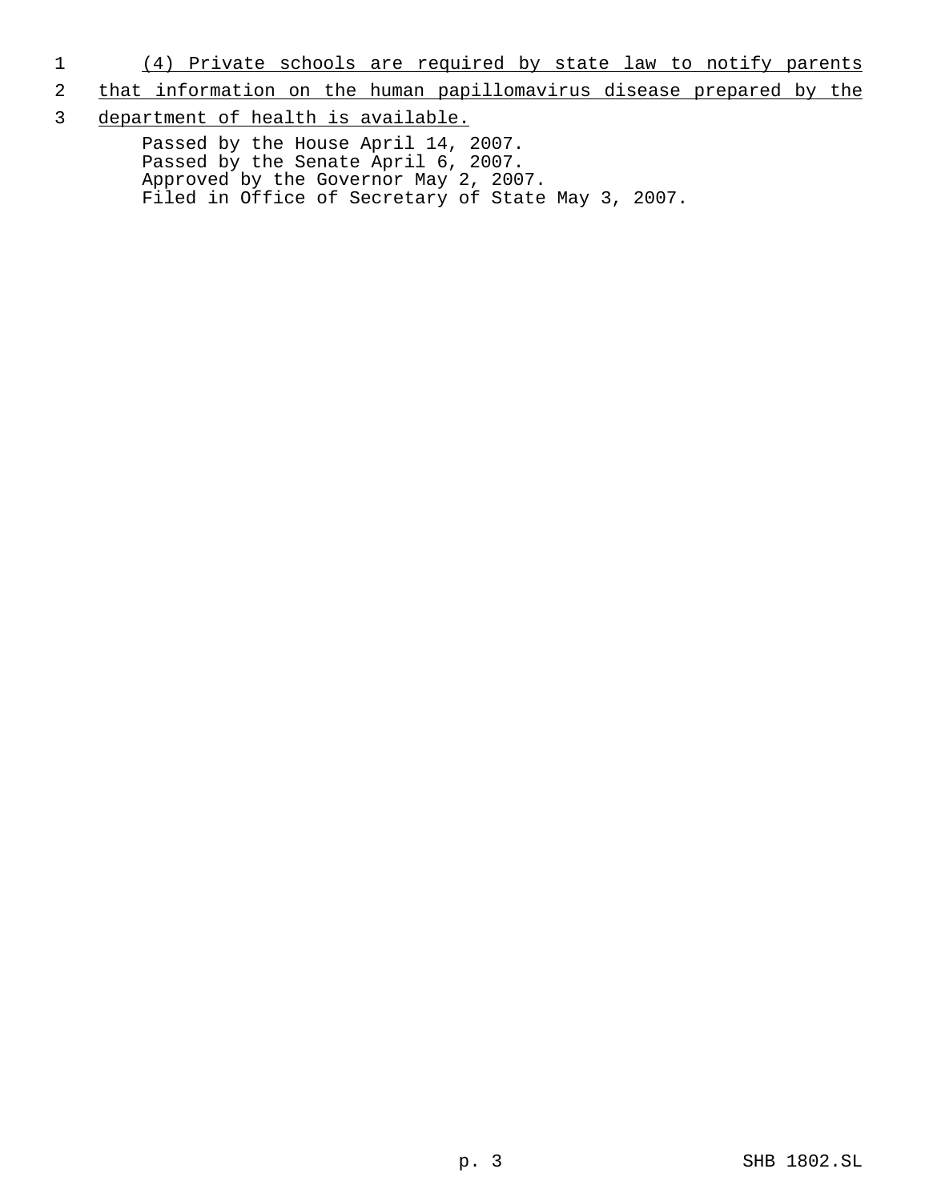(4) Private schools are required by state law to notify parents that information on the human papillomavirus disease prepared by the department of health is available.

Passed by the House April 14, 2007.
Passed by the Senate April 6, 2007.
Approved by the Governor May 2, 2007.
Filed in Office of Secretary of State May 3, 2007.